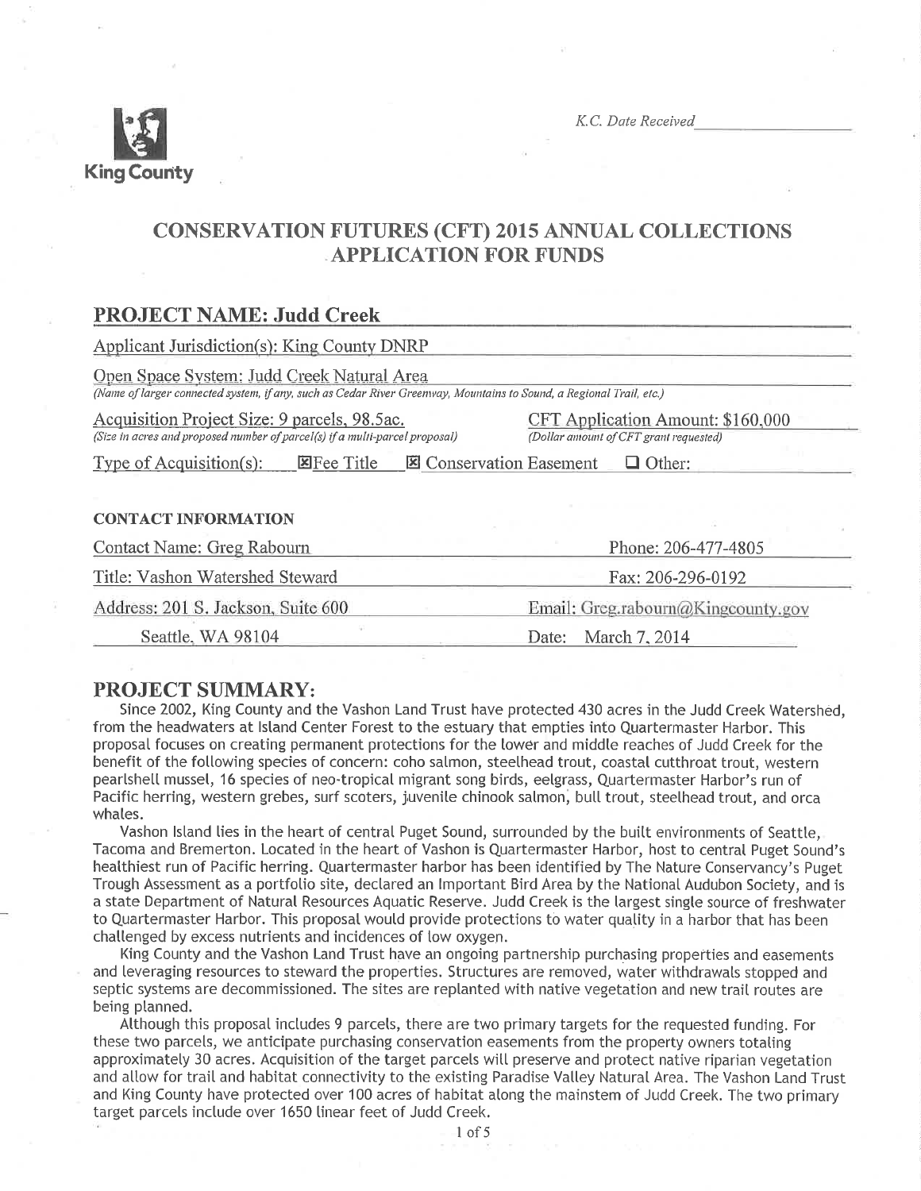King County

*K.C. Date Received*\_\_\_\_\_\_\_\_\_\_\_\_\_\_\_\_

# CONSERVATION FUTURES (CFT) 2015 ANNUAL COLLECTIONS APPLICATION FOR FUNDS

## PROJECT NAME: Judd Creek

Applicant Jurisdiction(s): King County DNRP

Open Space System: Judd Creek Natural Area
*(Name of larger connected system, if any, such as Cedar River Greenway, Mountains to Sound, a Regional Trail, etc.)*

Acquisition Project Size: 9 parcels, 98.5ac.
*(Size in acres and proposed number of parcel(s) if a multi-parcel proposal)*

CFT Application Amount: $160,000
*(Dollar amount of CFT grant requested)*

Type of Acquisition(s): ☒ Fee Title ☒ Conservation Easement ☐ Other:

### CONTACT INFORMATION

Contact Name: Greg Rabourn

Phone: 206-477-4805

Title: Vashon Watershed Steward

Fax: 206-296-0192

Address: 201 S. Jackson, Suite 600
Seattle, WA 98104

Email: Greg.rabourn@Kingcounty.gov

Date: March 7, 2014

## PROJECT SUMMARY:

Since 2002, King County and the Vashon Land Trust have protected 430 acres in the Judd Creek Watershed, from the headwaters at Island Center Forest to the estuary that empties into Quartermaster Harbor. This proposal focuses on creating permanent protections for the lower and middle reaches of Judd Creek for the benefit of the following species of concern: coho salmon, steelhead trout, coastal cutthroat trout, western pearlshell mussel, 16 species of neo-tropical migrant song birds, eelgrass, Quartermaster Harbor's run of Pacific herring, western grebes, surf scoters, juvenile chinook salmon, bull trout, steelhead trout, and orca whales.

Vashon Island lies in the heart of central Puget Sound, surrounded by the built environments of Seattle, Tacoma and Bremerton. Located in the heart of Vashon is Quartermaster Harbor, host to central Puget Sound's healthiest run of Pacific herring. Quartermaster harbor has been identified by The Nature Conservancy's Puget Trough Assessment as a portfolio site, declared an Important Bird Area by the National Audubon Society, and is a state Department of Natural Resources Aquatic Reserve. Judd Creek is the largest single source of freshwater to Quartermaster Harbor. This proposal would provide protections to water quality in a harbor that has been challenged by excess nutrients and incidences of low oxygen.

King County and the Vashon Land Trust have an ongoing partnership purchasing properties and easements and leveraging resources to steward the properties. Structures are removed, water withdrawals stopped and septic systems are decommissioned. The sites are replanted with native vegetation and new trail routes are being planned.

Although this proposal includes 9 parcels, there are two primary targets for the requested funding. For these two parcels, we anticipate purchasing conservation easements from the property owners totaling approximately 30 acres. Acquisition of the target parcels will preserve and protect native riparian vegetation and allow for trail and habitat connectivity to the existing Paradise Valley Natural Area. The Vashon Land Trust and King County have protected over 100 acres of habitat along the mainstem of Judd Creek. The two primary target parcels include over 1650 linear feet of Judd Creek.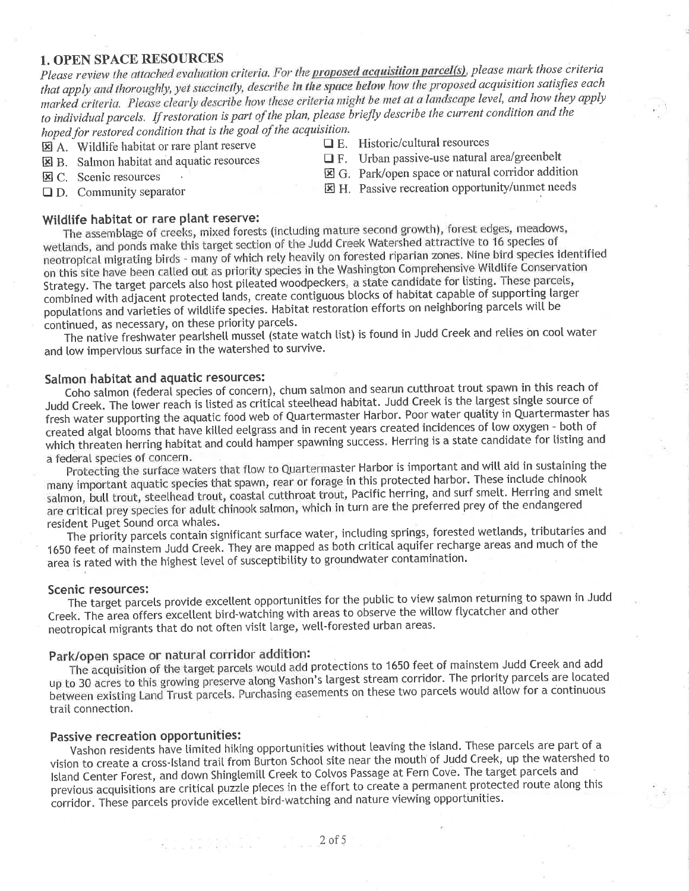## 1. OPEN SPACE RESOURCES

*Please review the attached evaluation criteria. For the **proposed acquisition parcel(s)**, please mark those criteria that apply and thoroughly, yet succinctly, describe **in the space below** how the proposed acquisition satisfies each marked criteria. Please clearly describe how these criteria might be met at a landscape level, and how they apply to individual parcels. If restoration is part of the plan, please briefly describe the current condition and the hoped for restored condition that is the goal of the acquisition.*

- [x] A. Wildlife habitat or rare plant reserve
- [x] B. Salmon habitat and aquatic resources
- [x] C. Scenic resources
- [ ] D. Community separator
- [ ] E. Historic/cultural resources
- [ ] F. Urban passive-use natural area/greenbelt
- [x] G. Park/open space or natural corridor addition
- [x] H. Passive recreation opportunity/unmet needs

### Wildlife habitat or rare plant reserve:

The assemblage of creeks, mixed forests (including mature second growth), forest edges, meadows, wetlands, and ponds make this target section of the Judd Creek Watershed attractive to 16 species of neotropical migrating birds - many of which rely heavily on forested riparian zones. Nine bird species identified on this site have been called out as priority species in the Washington Comprehensive Wildlife Conservation Strategy. The target parcels also host pileated woodpeckers, a state candidate for listing. These parcels, combined with adjacent protected lands, create contiguous blocks of habitat capable of supporting larger populations and varieties of wildlife species. Habitat restoration efforts on neighboring parcels will be continued, as necessary, on these priority parcels.

The native freshwater pearlshell mussel (state watch list) is found in Judd Creek and relies on cool water and low impervious surface in the watershed to survive.

### Salmon habitat and aquatic resources:

Coho salmon (federal species of concern), chum salmon and searun cutthroat trout spawn in this reach of Judd Creek. The lower reach is listed as critical steelhead habitat. Judd Creek is the largest single source of fresh water supporting the aquatic food web of Quartermaster Harbor. Poor water quality in Quartermaster has created algal blooms that have killed eelgrass and in recent years created incidences of low oxygen - both of which threaten herring habitat and could hamper spawning success. Herring is a state candidate for listing and a federal species of concern.

Protecting the surface waters that flow to Quartermaster Harbor is important and will aid in sustaining the many important aquatic species that spawn, rear or forage in this protected harbor. These include chinook salmon, bull trout, steelhead trout, coastal cutthroat trout, Pacific herring, and surf smelt. Herring and smelt are critical prey species for adult chinook salmon, which in turn are the preferred prey of the endangered resident Puget Sound orca whales.

The priority parcels contain significant surface water, including springs, forested wetlands, tributaries and 1650 feet of mainstem Judd Creek. They are mapped as both critical aquifer recharge areas and much of the area is rated with the highest level of susceptibility to groundwater contamination.

### Scenic resources:

The target parcels provide excellent opportunities for the public to view salmon returning to spawn in Judd Creek. The area offers excellent bird-watching with areas to observe the willow flycatcher and other neotropical migrants that do not often visit large, well-forested urban areas.

### Park/open space or natural corridor addition:

The acquisition of the target parcels would add protections to 1650 feet of mainstem Judd Creek and add up to 30 acres to this growing preserve along Vashon's largest stream corridor. The priority parcels are located between existing Land Trust parcels. Purchasing easements on these two parcels would allow for a continuous trail connection.

### Passive recreation opportunities:

Vashon residents have limited hiking opportunities without leaving the island. These parcels are part of a vision to create a cross-Island trail from Burton School site near the mouth of Judd Creek, up the watershed to Island Center Forest, and down Shinglemill Creek to Colvos Passage at Fern Cove. The target parcels and previous acquisitions are critical puzzle pieces in the effort to create a permanent protected route along this corridor. These parcels provide excellent bird-watching and nature viewing opportunities.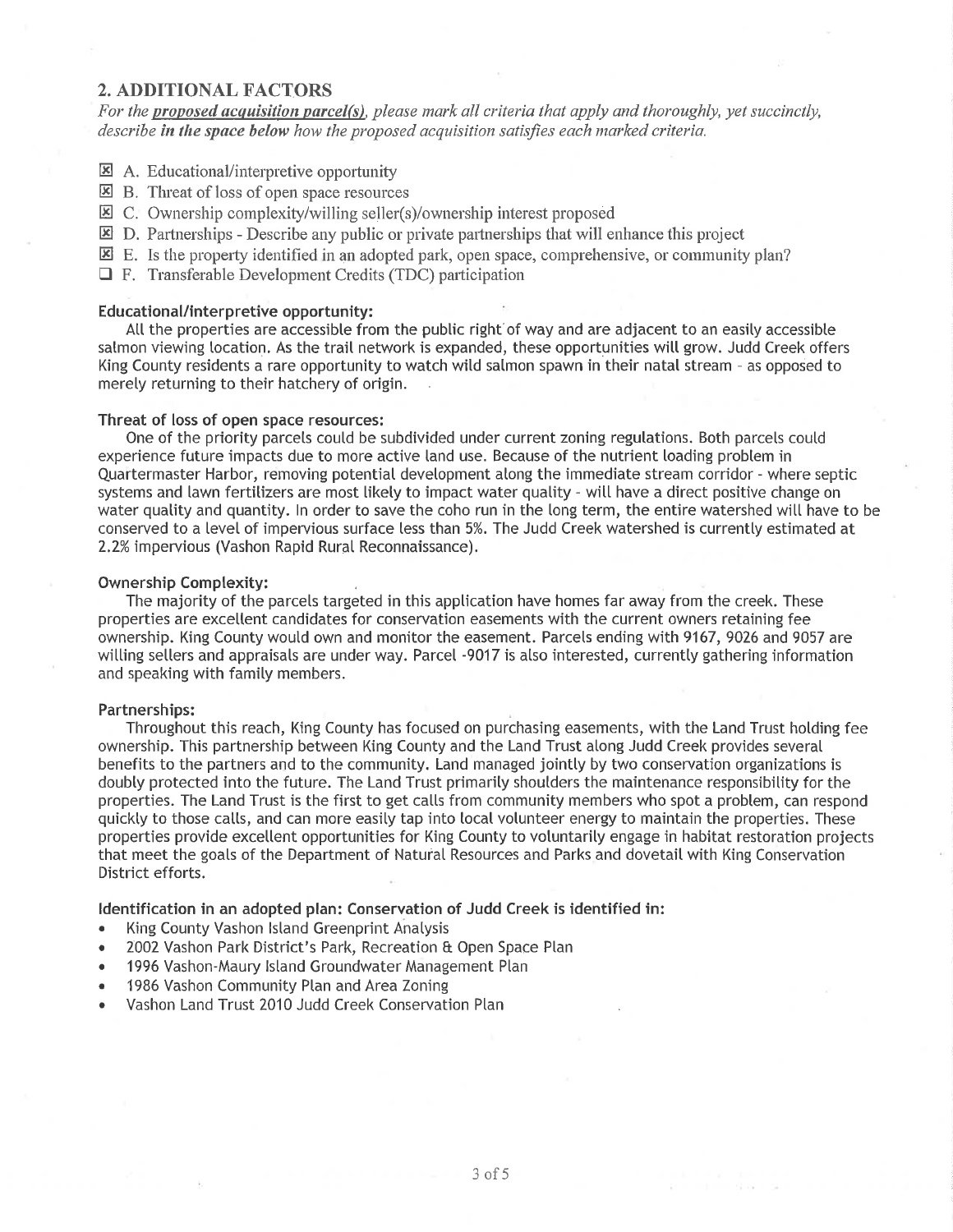## 2. ADDITIONAL FACTORS

*For the* ***proposed acquisition parcel(s)****, please mark all criteria that apply and thoroughly, yet succinctly, describe* ***in the space below*** *how the proposed acquisition satisfies each marked criteria.*

- ☒ A. Educational/interpretive opportunity
- ☒ B. Threat of loss of open space resources
- ☒ C. Ownership complexity/willing seller(s)/ownership interest proposed
- ☒ D. Partnerships - Describe any public or private partnerships that will enhance this project
- ☒ E. Is the property identified in an adopted park, open space, comprehensive, or community plan?
- ☐ F. Transferable Development Credits (TDC) participation

**Educational/interpretive opportunity:**

All the properties are accessible from the public right of way and are adjacent to an easily accessible salmon viewing location. As the trail network is expanded, these opportunities will grow. Judd Creek offers King County residents a rare opportunity to watch wild salmon spawn in their natal stream - as opposed to merely returning to their hatchery of origin.

**Threat of loss of open space resources:**

One of the priority parcels could be subdivided under current zoning regulations. Both parcels could experience future impacts due to more active land use. Because of the nutrient loading problem in Quartermaster Harbor, removing potential development along the immediate stream corridor - where septic systems and lawn fertilizers are most likely to impact water quality - will have a direct positive change on water quality and quantity. In order to save the coho run in the long term, the entire watershed will have to be conserved to a level of impervious surface less than 5%. The Judd Creek watershed is currently estimated at 2.2% impervious (Vashon Rapid Rural Reconnaissance).

**Ownership Complexity:**

The majority of the parcels targeted in this application have homes far away from the creek. These properties are excellent candidates for conservation easements with the current owners retaining fee ownership. King County would own and monitor the easement. Parcels ending with 9167, 9026 and 9057 are willing sellers and appraisals are under way. Parcel -9017 is also interested, currently gathering information and speaking with family members.

**Partnerships:**

Throughout this reach, King County has focused on purchasing easements, with the Land Trust holding fee ownership. This partnership between King County and the Land Trust along Judd Creek provides several benefits to the partners and to the community. Land managed jointly by two conservation organizations is doubly protected into the future. The Land Trust primarily shoulders the maintenance responsibility for the properties. The Land Trust is the first to get calls from community members who spot a problem, can respond quickly to those calls, and can more easily tap into local volunteer energy to maintain the properties. These properties provide excellent opportunities for King County to voluntarily engage in habitat restoration projects that meet the goals of the Department of Natural Resources and Parks and dovetail with King Conservation District efforts.

**Identification in an adopted plan: Conservation of Judd Creek is identified in:**

- King County Vashon Island Greenprint Analysis
- 2002 Vashon Park District's Park, Recreation & Open Space Plan
- 1996 Vashon-Maury Island Groundwater Management Plan
- 1986 Vashon Community Plan and Area Zoning
- Vashon Land Trust 2010 Judd Creek Conservation Plan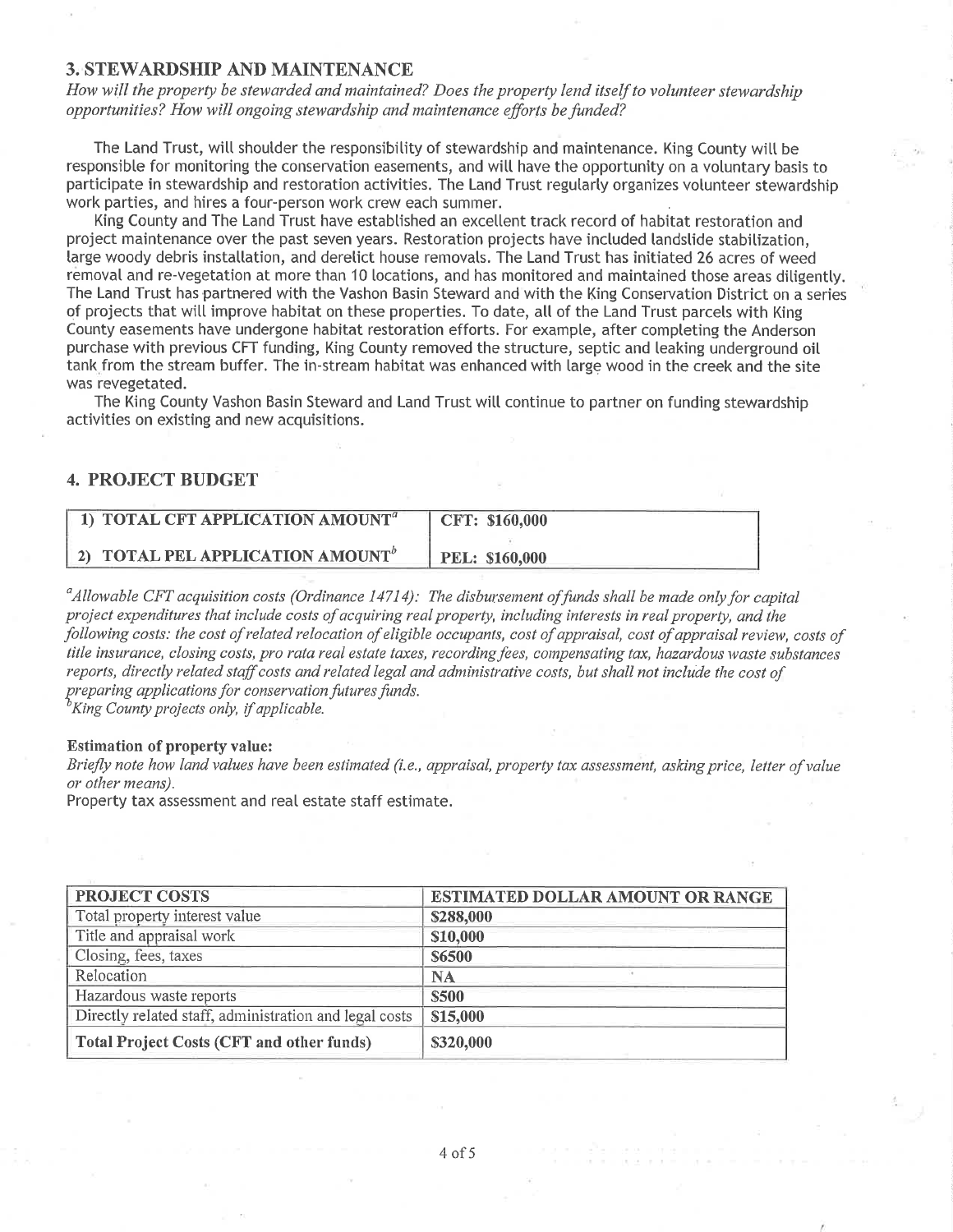## 3. STEWARDSHIP AND MAINTENANCE

*How will the property be stewarded and maintained? Does the property lend itself to volunteer stewardship opportunities? How will ongoing stewardship and maintenance efforts be funded?*

The Land Trust, will shoulder the responsibility of stewardship and maintenance. King County will be responsible for monitoring the conservation easements, and will have the opportunity on a voluntary basis to participate in stewardship and restoration activities. The Land Trust regularly organizes volunteer stewardship work parties, and hires a four-person work crew each summer.

King County and The Land Trust have established an excellent track record of habitat restoration and project maintenance over the past seven years. Restoration projects have included landslide stabilization, large woody debris installation, and derelict house removals. The Land Trust has initiated 26 acres of weed removal and re-vegetation at more than 10 locations, and has monitored and maintained those areas diligently. The Land Trust has partnered with the Vashon Basin Steward and with the King Conservation District on a series of projects that will improve habitat on these properties. To date, all of the Land Trust parcels with King County easements have undergone habitat restoration efforts. For example, after completing the Anderson purchase with previous CFT funding, King County removed the structure, septic and leaking underground oil tank from the stream buffer. The in-stream habitat was enhanced with large wood in the creek and the site was revegetated.

The King County Vashon Basin Steward and Land Trust will continue to partner on funding stewardship activities on existing and new acquisitions.

## 4. PROJECT BUDGET

| 1) TOTAL CFT APPLICATION AMOUNT[a] | CFT: $160,000 |
|---|---|
| 2) TOTAL PEL APPLICATION AMOUNT[b] | PEL: $160,000 |

[a]*Allowable CFT acquisition costs (Ordinance 14714): The disbursement of funds shall be made only for capital project expenditures that include costs of acquiring real property, including interests in real property, and the following costs: the cost of related relocation of eligible occupants, cost of appraisal, cost of appraisal review, costs of title insurance, closing costs, pro rata real estate taxes, recording fees, compensating tax, hazardous waste substances reports, directly related staff costs and related legal and administrative costs, but shall not include the cost of preparing applications for conservation futures funds.*

[b]*King County projects only, if applicable.*

**Estimation of property value:**

*Briefly note how land values have been estimated (i.e., appraisal, property tax assessment, asking price, letter of value or other means).*

Property tax assessment and real estate staff estimate.

| PROJECT COSTS | ESTIMATED DOLLAR AMOUNT OR RANGE |
|---|---|
| Total property interest value | $288,000 |
| Title and appraisal work | $10,000 |
| Closing, fees, taxes | $6500 |
| Relocation | NA |
| Hazardous waste reports | $500 |
| Directly related staff, administration and legal costs | $15,000 |
| **Total Project Costs (CFT and other funds)** | $320,000 |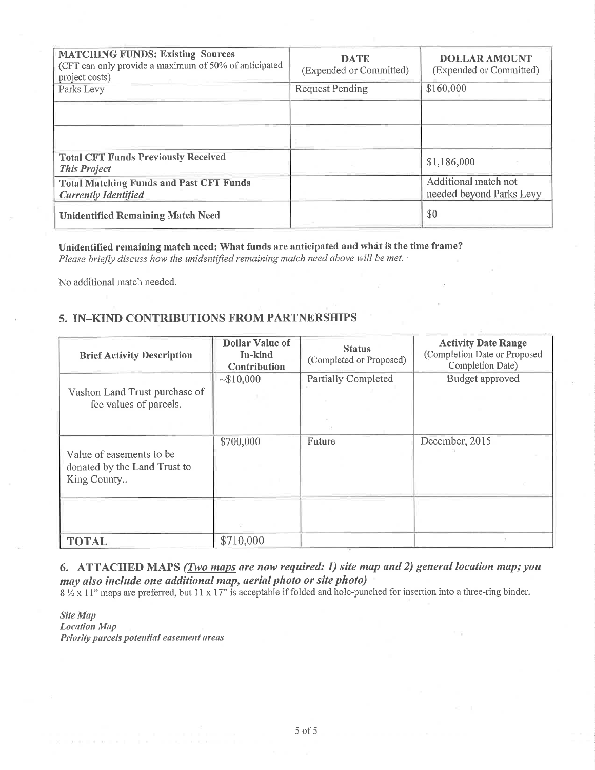| **MATCHING FUNDS: Existing Sources** (CFT can only provide a maximum of 50% of anticipated project costs) | **DATE** (Expended or Committed) | **DOLLAR AMOUNT** (Expended or Committed) |
|---|---|---|
| Parks Levy | Request Pending | $160,000 |
| | | |
| | | |
| **Total CFT Funds Previously Received** ***This Project*** | | $1,186,000 |
| **Total Matching Funds and Past CFT Funds** ***Currently Identified*** | | Additional match not needed beyond Parks Levy |
| **Unidentified Remaining Match Need** | | $0 |

**Unidentified remaining match need: What funds are anticipated and what is the time frame?**
*Please briefly discuss how the unidentified remaining match need above will be met.*

No additional match needed.

## 5. IN–KIND CONTRIBUTIONS FROM PARTNERSHIPS

| Brief Activity Description | Dollar Value of In-kind Contribution | Status (Completed or Proposed) | Activity Date Range (Completion Date or Proposed Completion Date) |
|---|---|---|---|
| Vashon Land Trust purchase of fee values of parcels. | ~$10,000 | Partially Completed | Budget approved |
| Value of easements to be donated by the Land Trust to King County.. | $700,000 | Future | December, 2015 |
| | | | |
| **TOTAL** | $710,000 | | |

## 6. ATTACHED MAPS *(Two maps are now required: 1) site map and 2) general location map; you may also include one additional map, aerial photo or site photo)*

8 ½ x 11" maps are preferred, but 11 x 17" is acceptable if folded and hole-punched for insertion into a three-ring binder.

*Site Map*
*Location Map*
*Priority parcels potential easement areas*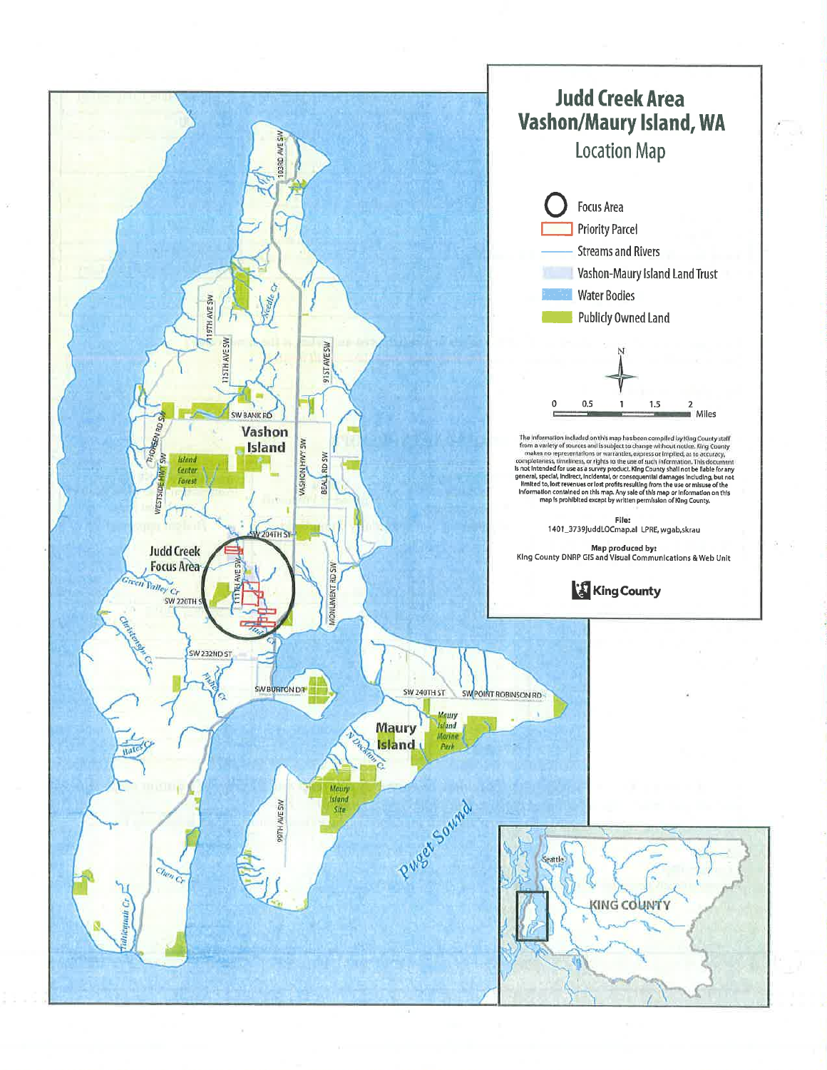# Judd Creek Area Vashon/Maury Island, WA

## Location Map

- Focus Area
- Priority Parcel
- Streams and Rivers
- Vashon-Maury Island Land Trust
- Water Bodies
- Publicly Owned Land

N

0 0.5 1 1.5 2 Miles

The information included on this map has been compiled by King County staff from a variety of sources and is subject to change without notice. King County makes no representations or warranties, express or implied, as to accuracy, completeness, timeliness, or rights to the use of such information. This document is not intended for use as a survey product. King County shall not be liable for any general, special, indirect, incidental, or consequential damages including, but not limited to, lost revenues or lost profits resulting from the use or misuse of the information contained on this map. Any sale of this map or information on this map is prohibited except by written permission of King County.

**File:**
1401_3739JuddLOCmap.ai LPRE, wgab, skrau

**Map produced by:**
King County DNRP GIS and Visual Communications & Web Unit

King County

Judd Creek Focus Area

Vashon Island

Maury Island

Puget Sound

KING COUNTY

Seattle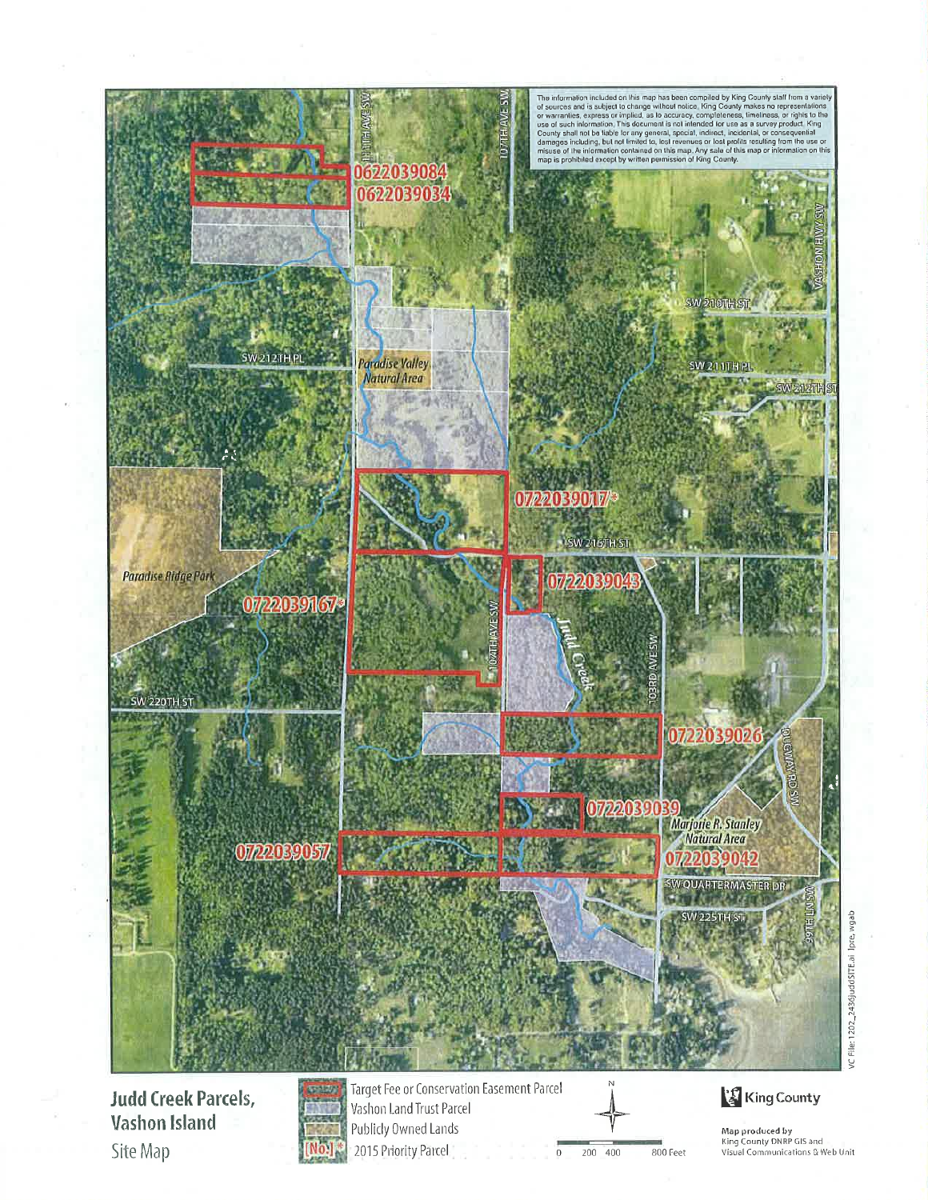The information included on this map has been compiled by King County staff from a variety of sources and is subject to change without notice. King County makes no representations or warranties, express or implied, as to accuracy, completeness, timeliness, or rights to the use of such information. This document is not intended for use as a survey product. King County shall not be liable for any general, special, indirect, incidental, or consequential damages including, but not limited to, lost revenues or lost profits resulting from the use or misuse of the information contained on this map. Any sale of this map or information on this map is prohibited except by written permission of King County.

111TH AVE SW
107TH AVE SW
0622039084
0622039034
VASHON HWY SW
SW 210TH ST
SW 212TH PL
Paradise Valley Natural Area
SW 211TH PL
SW 212TH ST
0722039017*
SW 216TH ST
0722039043
Paradise Ridge Park
0722039167*
104TH AVE SW
Judd Creek
103RD AVE SW
SW 220TH ST
0722039026
DILWORTH RD SW
0722039039
Marjorie R. Stanley Natural Area
0722039057
0722039042
SW QUARTERMASTER DR
SW 225TH ST
99TH LN SW

VC File: 1202_2436JuddSITE.ai lpre, wgab

# Judd Creek Parcels, Vashon Island

Site Map

- Target Fee or Conservation Easement Parcel
- Vashon Land Trust Parcel
- Publicly Owned Lands
- [No.]* 2015 Priority Parcel

N

0 200 400 800 Feet

King County

Map produced by King County DNRP GIS and Visual Communications & Web Unit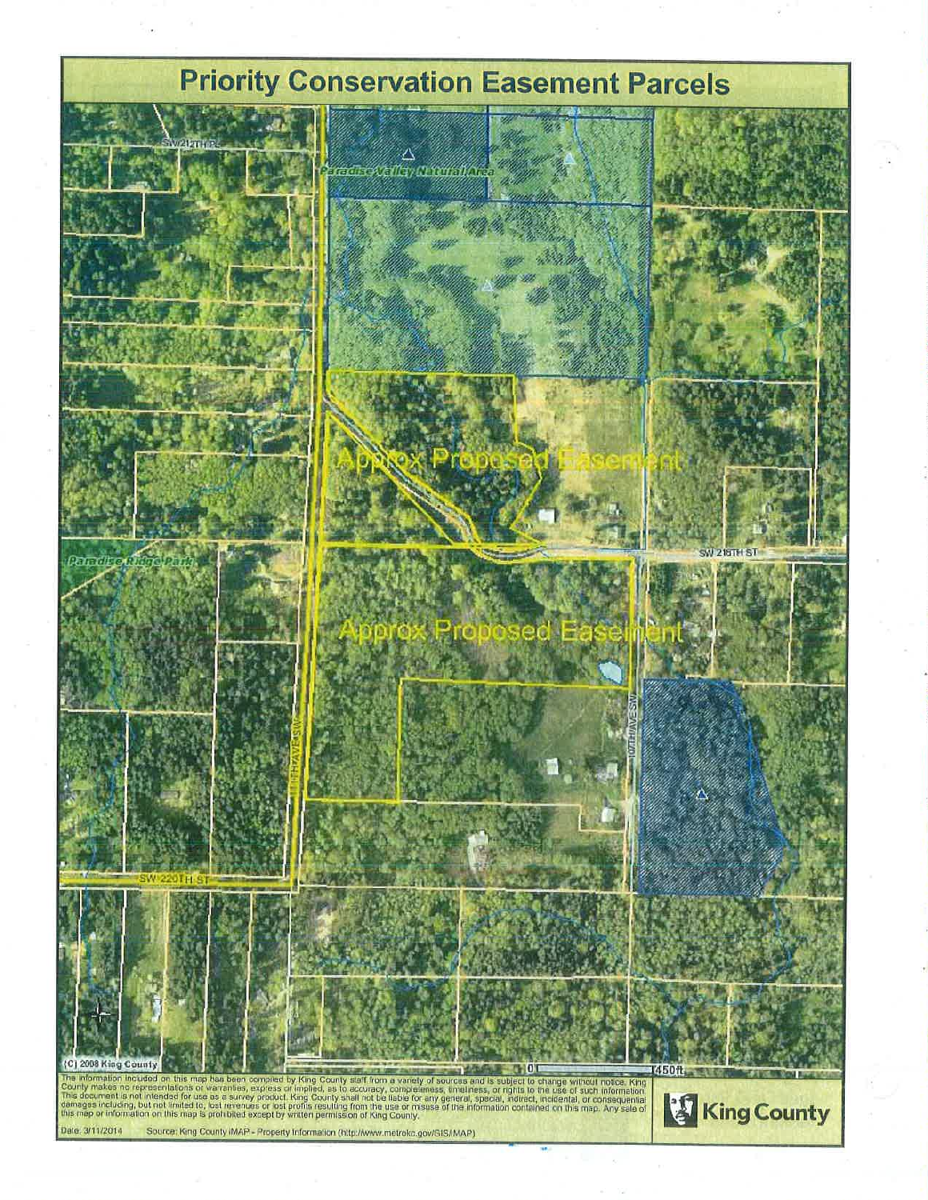# Priority Conservation Easement Parcels

SW 212TH PL

Paradise Valley Natural Area

Approx Proposed Easement

SW 216TH ST

Paradise Ridge Park

Approx Proposed Easement

107TH AVE SW

111TH AVE SW

SW 220TH ST

(C) 2008 King County

0 450ft

The information included on this map has been compiled by King County staff from a variety of sources and is subject to change without notice. King County makes no representations or warranties, express or implied, as to accuracy, completeness, timeliness, or rights to the use of such information. This document is not intended for use as a survey product. King County shall not be liable for any general, special, indirect, incidental, or consequential damages including, but not limited to, lost revenues or lost profits resulting from the use or misuse of the information contained on this map. Any sale of this map or information on this map is prohibited except by written permission of King County.

King County

Date: 3/11/2014 Source: King County iMAP - Property Information (http://www.metrokc.gov/GIS/iMAP)